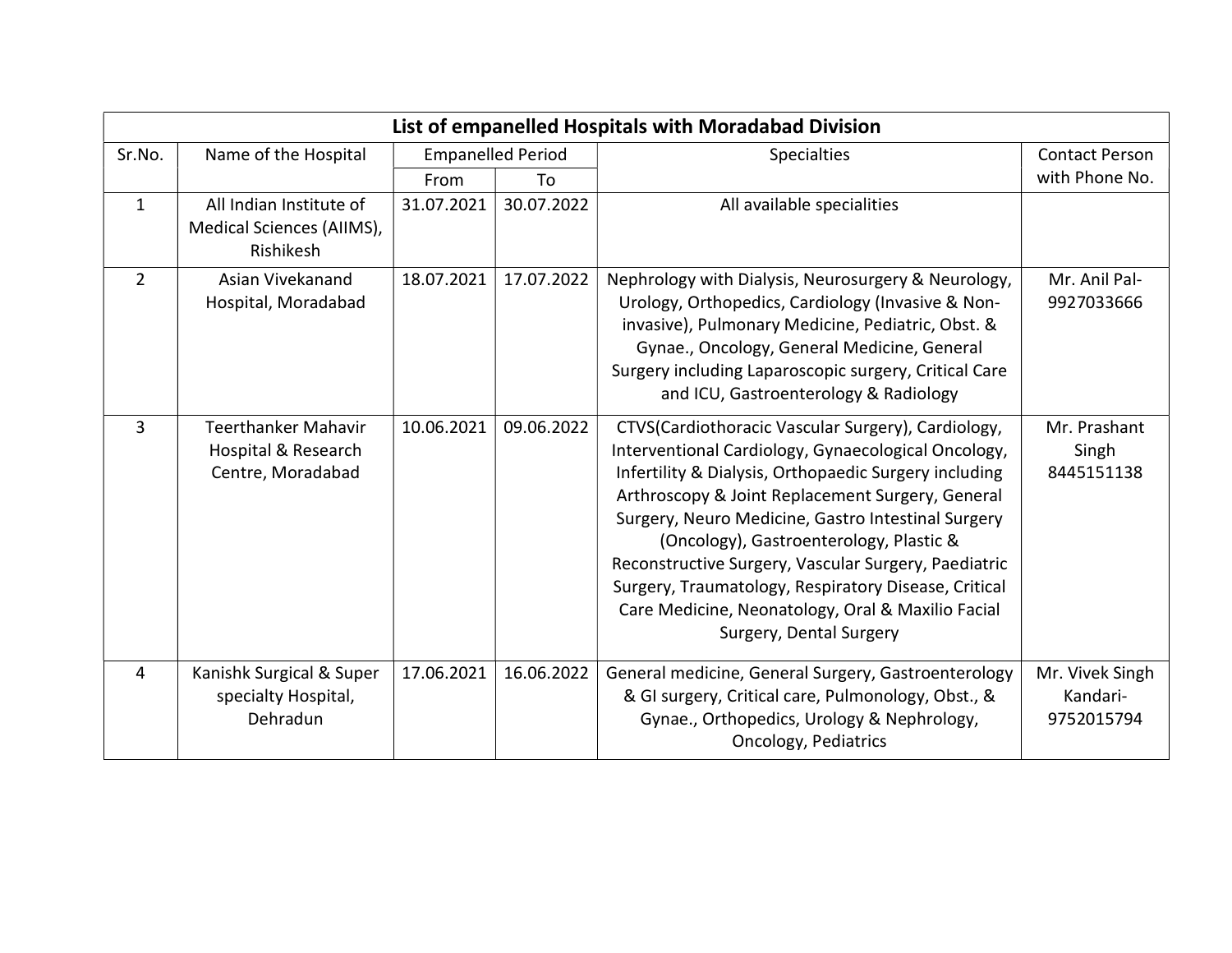| List of empanelled Hospitals with Moradabad Division | | | | | |
|---|---|---|---|---|---|
| Sr.No. | Name of the Hospital | Empanelled Period | | Specialties | Contact Person with Phone No. |
| | | From | To | | |
| 1 | All Indian Institute of Medical Sciences (AIIMS), Rishikesh | 31.07.2021 | 30.07.2022 | All available specialities | |
| 2 | Asian Vivekanand Hospital, Moradabad | 18.07.2021 | 17.07.2022 | Nephrology with Dialysis, Neurosurgery & Neurology, Urology, Orthopedics, Cardiology (Invasive & Non-invasive), Pulmonary Medicine, Pediatric, Obst. & Gynae., Oncology, General Medicine, General Surgery including Laparoscopic surgery, Critical Care and ICU, Gastroenterology & Radiology | Mr. Anil Pal-9927033666 |
| 3 | Teerthanker Mahavir Hospital & Research Centre, Moradabad | 10.06.2021 | 09.06.2022 | CTVS(Cardiothoracic Vascular Surgery), Cardiology, Interventional Cardiology, Gynaecological Oncology, Infertility & Dialysis, Orthopaedic Surgery including Arthroscopy & Joint Replacement Surgery, General Surgery, Neuro Medicine, Gastro Intestinal Surgery (Oncology), Gastroenterology, Plastic & Reconstructive Surgery, Vascular Surgery, Paediatric Surgery, Traumatology, Respiratory Disease, Critical Care Medicine, Neonatology, Oral & Maxilio Facial Surgery, Dental Surgery | Mr. Prashant Singh 8445151138 |
| 4 | Kanishk Surgical & Super specialty Hospital, Dehradun | 17.06.2021 | 16.06.2022 | General medicine, General Surgery, Gastroenterology & GI surgery, Critical care, Pulmonology, Obst., & Gynae., Orthopedics, Urology & Nephrology, Oncology, Pediatrics | Mr. Vivek Singh Kandari-9752015794 |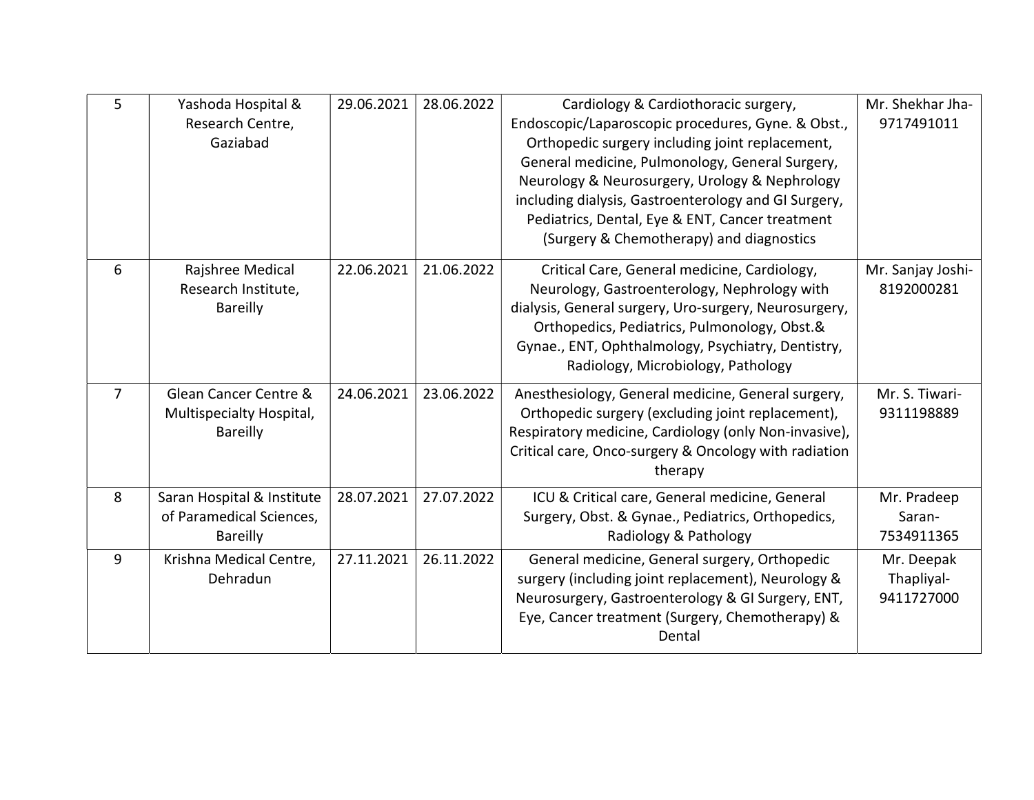| 5 | Yashoda Hospital & Research Centre, Gaziabad | 29.06.2021 | 28.06.2022 | Cardiology & Cardiothoracic surgery, Endoscopic/Laparoscopic procedures, Gyne. & Obst., Orthopedic surgery including joint replacement, General medicine, Pulmonology, General Surgery, Neurology & Neurosurgery, Urology & Nephrology including dialysis, Gastroenterology and GI Surgery, Pediatrics, Dental, Eye & ENT, Cancer treatment (Surgery & Chemotherapy) and diagnostics | Mr. Shekhar Jha-9717491011 |
|---|---|---|---|---|---|
| 6 | Rajshree Medical Research Institute, Bareilly | 22.06.2021 | 21.06.2022 | Critical Care, General medicine, Cardiology, Neurology, Gastroenterology, Nephrology with dialysis, General surgery, Uro-surgery, Neurosurgery, Orthopedics, Pediatrics, Pulmonology, Obst.& Gynae., ENT, Ophthalmology, Psychiatry, Dentistry, Radiology, Microbiology, Pathology | Mr. Sanjay Joshi-8192000281 |
| 7 | Glean Cancer Centre & Multispecialty Hospital, Bareilly | 24.06.2021 | 23.06.2022 | Anesthesiology, General medicine, General surgery, Orthopedic surgery (excluding joint replacement), Respiratory medicine, Cardiology (only Non-invasive), Critical care, Onco-surgery & Oncology with radiation therapy | Mr. S. Tiwari-9311198889 |
| 8 | Saran Hospital & Institute of Paramedical Sciences, Bareilly | 28.07.2021 | 27.07.2022 | ICU & Critical care, General medicine, General Surgery, Obst. & Gynae., Pediatrics, Orthopedics, Radiology & Pathology | Mr. Pradeep Saran-7534911365 |
| 9 | Krishna Medical Centre, Dehradun | 27.11.2021 | 26.11.2022 | General medicine, General surgery, Orthopedic surgery (including joint replacement), Neurology & Neurosurgery, Gastroenterology & GI Surgery, ENT, Eye, Cancer treatment (Surgery, Chemotherapy) & Dental | Mr. Deepak Thapliyal-9411727000 |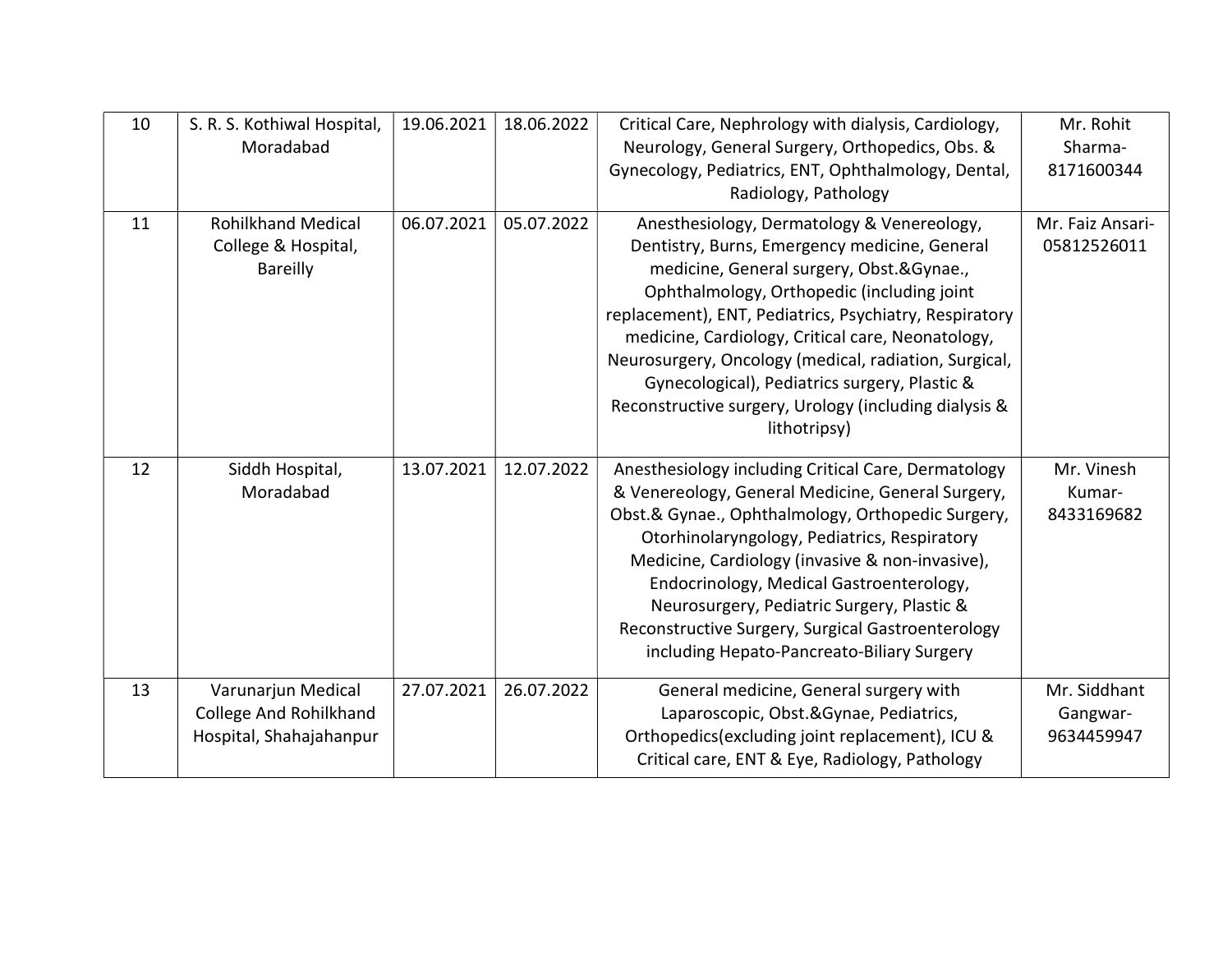| 10 | S. R. S. Kothiwal Hospital, Moradabad | 19.06.2021 | 18.06.2022 | Critical Care, Nephrology with dialysis, Cardiology, Neurology, General Surgery, Orthopedics, Obs. & Gynecology, Pediatrics, ENT, Ophthalmology, Dental, Radiology, Pathology | Mr. Rohit Sharma-8171600344 |
|---|---|---|---|---|---|
| 11 | Rohilkhand Medical College & Hospital, Bareilly | 06.07.2021 | 05.07.2022 | Anesthesiology, Dermatology & Venereology, Dentistry, Burns, Emergency medicine, General medicine, General surgery, Obst.&Gynae., Ophthalmology, Orthopedic (including joint replacement), ENT, Pediatrics, Psychiatry, Respiratory medicine, Cardiology, Critical care, Neonatology, Neurosurgery, Oncology (medical, radiation, Surgical, Gynecological), Pediatrics surgery, Plastic & Reconstructive surgery, Urology (including dialysis & lithotripsy) | Mr. Faiz Ansari-05812526011 |
| 12 | Siddh Hospital, Moradabad | 13.07.2021 | 12.07.2022 | Anesthesiology including Critical Care, Dermatology & Venereology, General Medicine, General Surgery, Obst.& Gynae., Ophthalmology, Orthopedic Surgery, Otorhinolaryngology, Pediatrics, Respiratory Medicine, Cardiology (invasive & non-invasive), Endocrinology, Medical Gastroenterology, Neurosurgery, Pediatric Surgery, Plastic & Reconstructive Surgery, Surgical Gastroenterology including Hepato-Pancreato-Biliary Surgery | Mr. Vinesh Kumar-8433169682 |
| 13 | Varunarjun Medical College And Rohilkhand Hospital, Shahajahanpur | 27.07.2021 | 26.07.2022 | General medicine, General surgery with Laparoscopic, Obst.&Gynae, Pediatrics, Orthopedics(excluding joint replacement), ICU & Critical care, ENT & Eye, Radiology, Pathology | Mr. Siddhant Gangwar-9634459947 |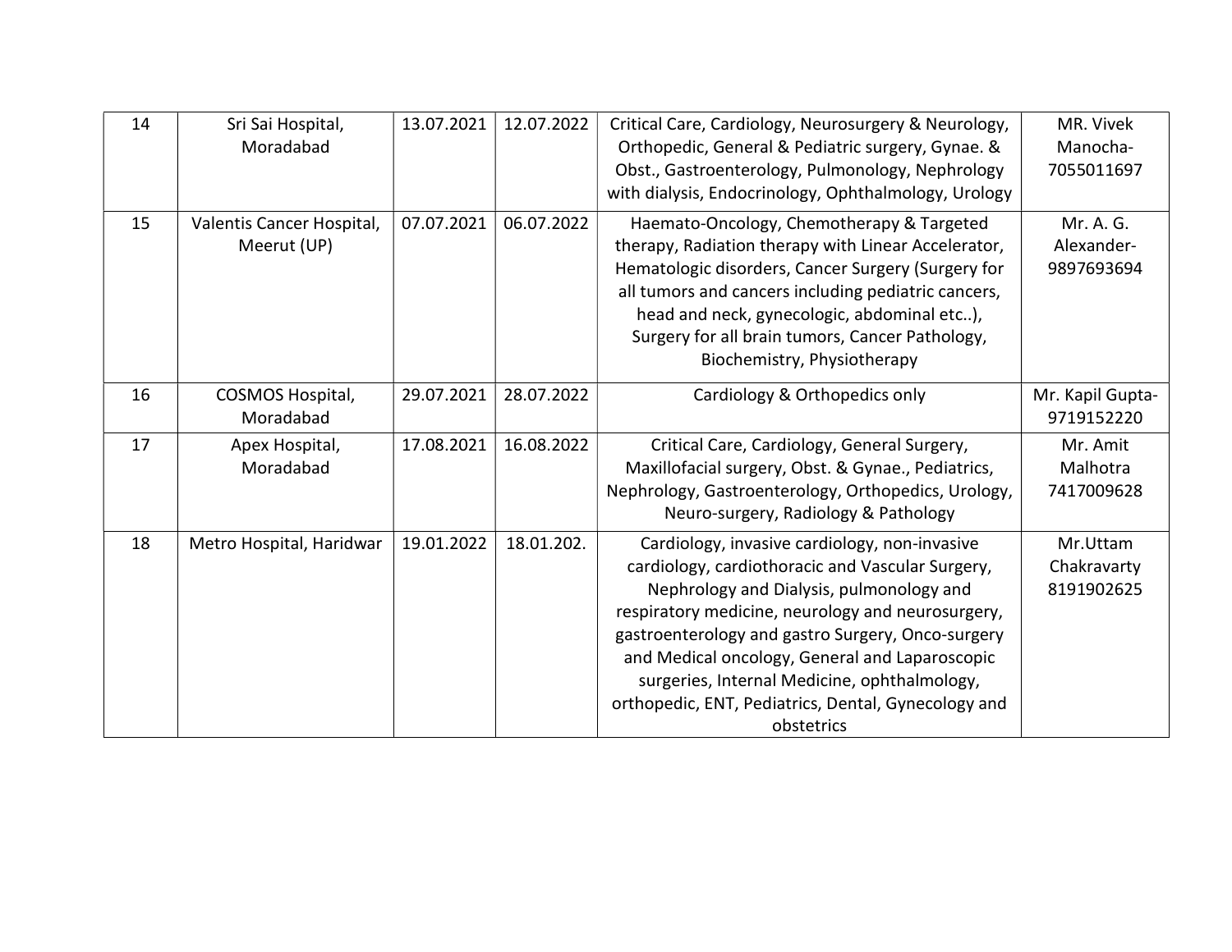| 14 | Sri Sai Hospital, Moradabad | 13.07.2021 | 12.07.2022 | Critical Care, Cardiology, Neurosurgery & Neurology, Orthopedic, General & Pediatric surgery, Gynae. & Obst., Gastroenterology, Pulmonology, Nephrology with dialysis, Endocrinology, Ophthalmology, Urology | MR. Vivek Manocha-7055011697 |
|---|---|---|---|---|---|
| 15 | Valentis Cancer Hospital, Meerut (UP) | 07.07.2021 | 06.07.2022 | Haemato-Oncology, Chemotherapy & Targeted therapy, Radiation therapy with Linear Accelerator, Hematologic disorders, Cancer Surgery (Surgery for all tumors and cancers including pediatric cancers, head and neck, gynecologic, abdominal etc..), Surgery for all brain tumors, Cancer Pathology, Biochemistry, Physiotherapy | Mr. A. G. Alexander-9897693694 |
| 16 | COSMOS Hospital, Moradabad | 29.07.2021 | 28.07.2022 | Cardiology & Orthopedics only | Mr. Kapil Gupta-9719152220 |
| 17 | Apex Hospital, Moradabad | 17.08.2021 | 16.08.2022 | Critical Care, Cardiology, General Surgery, Maxillofacial surgery, Obst. & Gynae., Pediatrics, Nephrology, Gastroenterology, Orthopedics, Urology, Neuro-surgery, Radiology & Pathology | Mr. Amit Malhotra 7417009628 |
| 18 | Metro Hospital, Haridwar | 19.01.2022 | 18.01.202. | Cardiology, invasive cardiology, non-invasive cardiology, cardiothoracic and Vascular Surgery, Nephrology and Dialysis, pulmonology and respiratory medicine, neurology and neurosurgery, gastroenterology and gastro Surgery, Onco-surgery and Medical oncology, General and Laparoscopic surgeries, Internal Medicine, ophthalmology, orthopedic, ENT, Pediatrics, Dental, Gynecology and obstetrics | Mr.Uttam Chakravarty 8191902625 |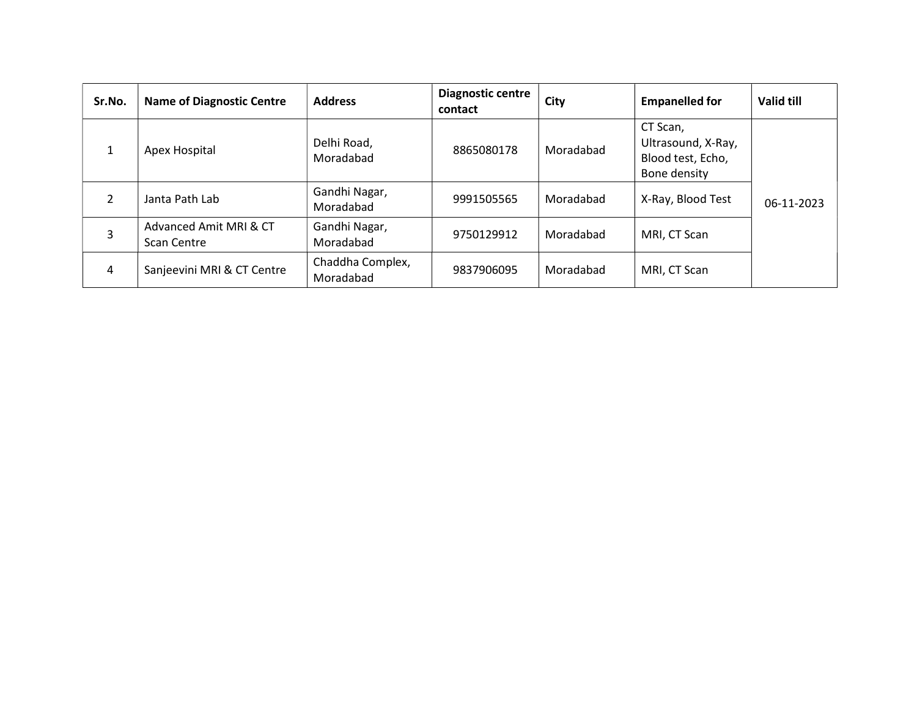| Sr.No. | Name of Diagnostic Centre | Address | Diagnostic centre contact | City | Empanelled for | Valid till |
|---|---|---|---|---|---|---|
| 1 | Apex Hospital | Delhi Road, Moradabad | 8865080178 | Moradabad | CT Scan, Ultrasound, X-Ray, Blood test, Echo, Bone density | 06-11-2023 |
| 2 | Janta Path Lab | Gandhi Nagar, Moradabad | 9991505565 | Moradabad | X-Ray, Blood Test | |
| 3 | Advanced Amit MRI & CT Scan Centre | Gandhi Nagar, Moradabad | 9750129912 | Moradabad | MRI, CT Scan | |
| 4 | Sanjeevini MRI & CT Centre | Chaddha Complex, Moradabad | 9837906095 | Moradabad | MRI, CT Scan | |